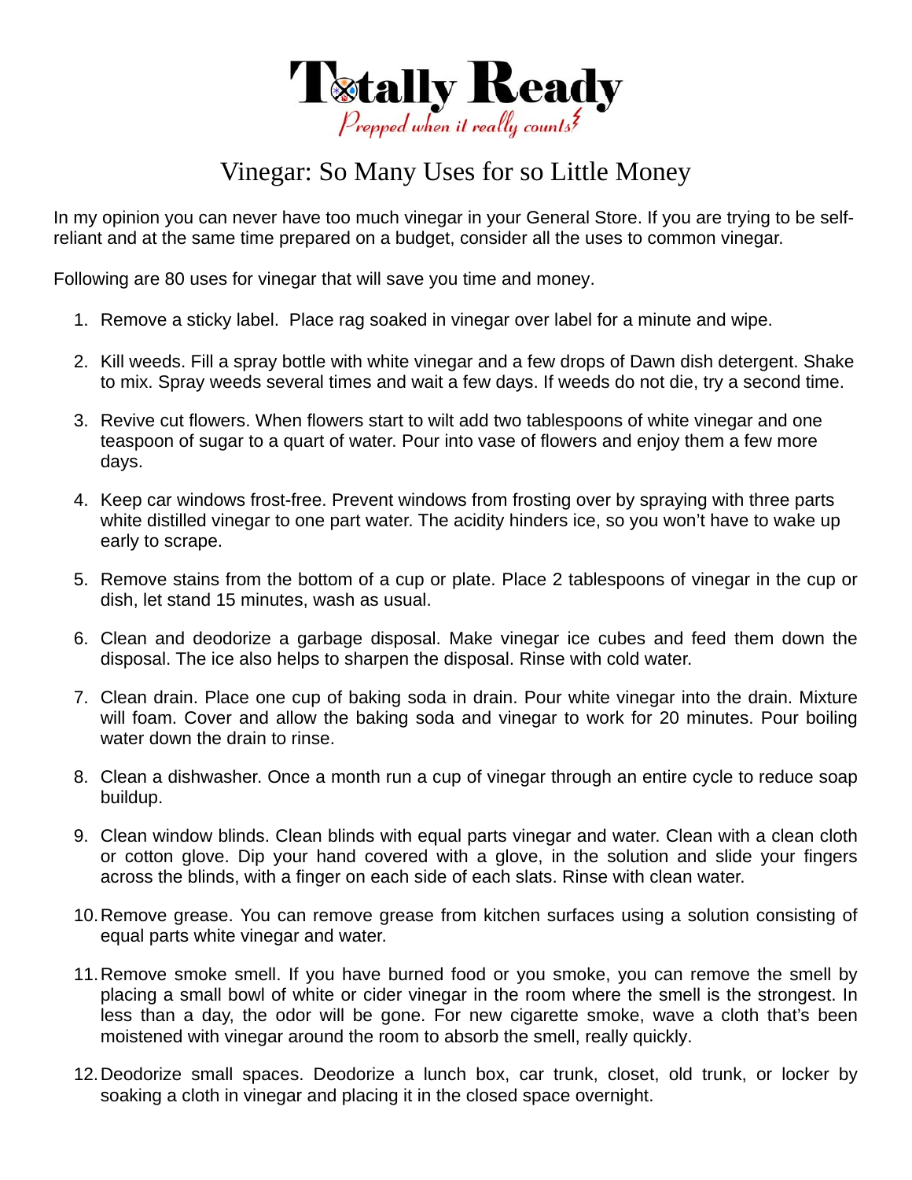Totally Ready

*Prepped when it really counts*

# Vinegar: So Many Uses for so Little Money

In my opinion you can never have too much vinegar in your General Store. If you are trying to be self-reliant and at the same time prepared on a budget, consider all the uses to common vinegar.

Following are 80 uses for vinegar that will save you time and money.

1. Remove a sticky label. Place rag soaked in vinegar over label for a minute and wipe.

2. Kill weeds. Fill a spray bottle with white vinegar and a few drops of Dawn dish detergent. Shake to mix. Spray weeds several times and wait a few days. If weeds do not die, try a second time.

3. Revive cut flowers. When flowers start to wilt add two tablespoons of white vinegar and one teaspoon of sugar to a quart of water. Pour into vase of flowers and enjoy them a few more days.

4. Keep car windows frost-free. Prevent windows from frosting over by spraying with three parts white distilled vinegar to one part water. The acidity hinders ice, so you won't have to wake up early to scrape.

5. Remove stains from the bottom of a cup or plate. Place 2 tablespoons of vinegar in the cup or dish, let stand 15 minutes, wash as usual.

6. Clean and deodorize a garbage disposal. Make vinegar ice cubes and feed them down the disposal. The ice also helps to sharpen the disposal. Rinse with cold water.

7. Clean drain. Place one cup of baking soda in drain. Pour white vinegar into the drain. Mixture will foam. Cover and allow the baking soda and vinegar to work for 20 minutes. Pour boiling water down the drain to rinse.

8. Clean a dishwasher. Once a month run a cup of vinegar through an entire cycle to reduce soap buildup.

9. Clean window blinds. Clean blinds with equal parts vinegar and water. Clean with a clean cloth or cotton glove. Dip your hand covered with a glove, in the solution and slide your fingers across the blinds, with a finger on each side of each slats. Rinse with clean water.

10. Remove grease. You can remove grease from kitchen surfaces using a solution consisting of equal parts white vinegar and water.

11. Remove smoke smell. If you have burned food or you smoke, you can remove the smell by placing a small bowl of white or cider vinegar in the room where the smell is the strongest. In less than a day, the odor will be gone. For new cigarette smoke, wave a cloth that's been moistened with vinegar around the room to absorb the smell, really quickly.

12. Deodorize small spaces. Deodorize a lunch box, car trunk, closet, old trunk, or locker by soaking a cloth in vinegar and placing it in the closed space overnight.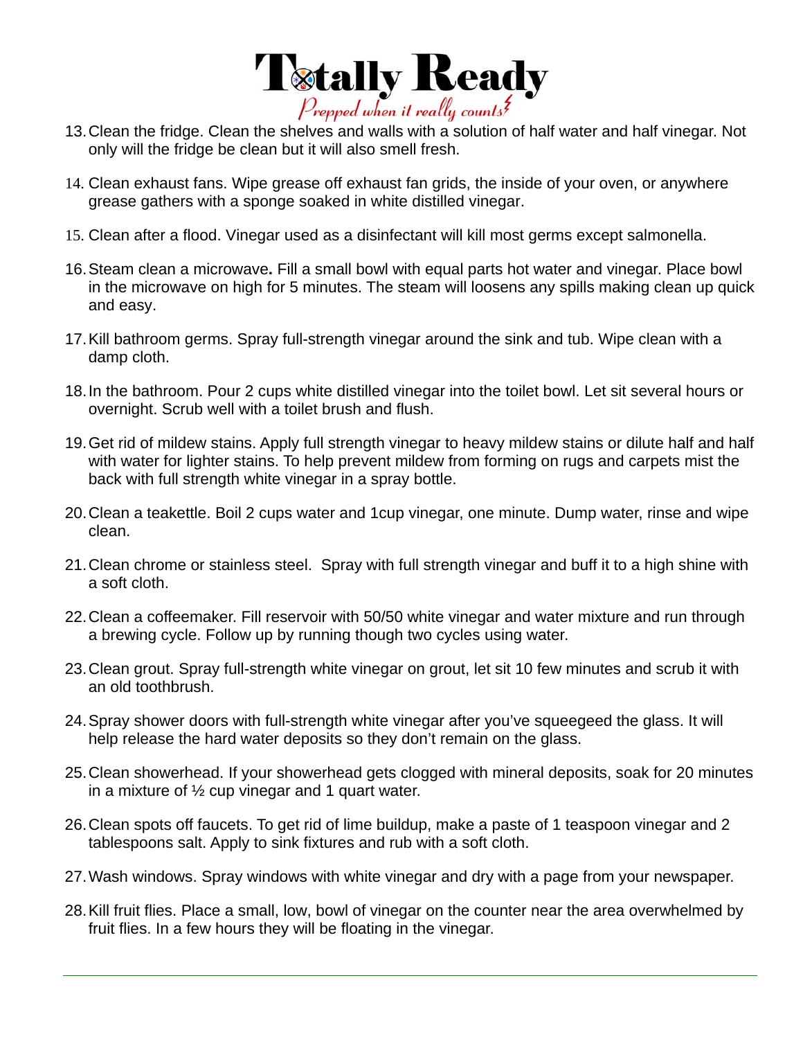13. Clean the fridge. Clean the shelves and walls with a solution of half water and half vinegar. Not only will the fridge be clean but it will also smell fresh.

14. Clean exhaust fans. Wipe grease off exhaust fan grids, the inside of your oven, or anywhere grease gathers with a sponge soaked in white distilled vinegar.

15. Clean after a flood. Vinegar used as a disinfectant will kill most germs except salmonella.

16. Steam clean a microwave**.** Fill a small bowl with equal parts hot water and vinegar. Place bowl in the microwave on high for 5 minutes. The steam will loosens any spills making clean up quick and easy.

17. Kill bathroom germs. Spray full-strength vinegar around the sink and tub. Wipe clean with a damp cloth.

18. In the bathroom. Pour 2 cups white distilled vinegar into the toilet bowl. Let sit several hours or overnight. Scrub well with a toilet brush and flush.

19. Get rid of mildew stains. Apply full strength vinegar to heavy mildew stains or dilute half and half with water for lighter stains. To help prevent mildew from forming on rugs and carpets mist the back with full strength white vinegar in a spray bottle.

20. Clean a teakettle. Boil 2 cups water and 1cup vinegar, one minute. Dump water, rinse and wipe clean.

21. Clean chrome or stainless steel. Spray with full strength vinegar and buff it to a high shine with a soft cloth.

22. Clean a coffeemaker. Fill reservoir with 50/50 white vinegar and water mixture and run through a brewing cycle. Follow up by running though two cycles using water.

23. Clean grout. Spray full-strength white vinegar on grout, let sit 10 few minutes and scrub it with an old toothbrush.

24. Spray shower doors with full-strength white vinegar after you've squeegeed the glass. It will help release the hard water deposits so they don't remain on the glass.

25. Clean showerhead. If your showerhead gets clogged with mineral deposits, soak for 20 minutes in a mixture of ½ cup vinegar and 1 quart water.

26. Clean spots off faucets. To get rid of lime buildup, make a paste of 1 teaspoon vinegar and 2 tablespoons salt. Apply to sink fixtures and rub with a soft cloth.

27. Wash windows. Spray windows with white vinegar and dry with a page from your newspaper.

28. Kill fruit flies. Place a small, low, bowl of vinegar on the counter near the area overwhelmed by fruit flies. In a few hours they will be floating in the vinegar.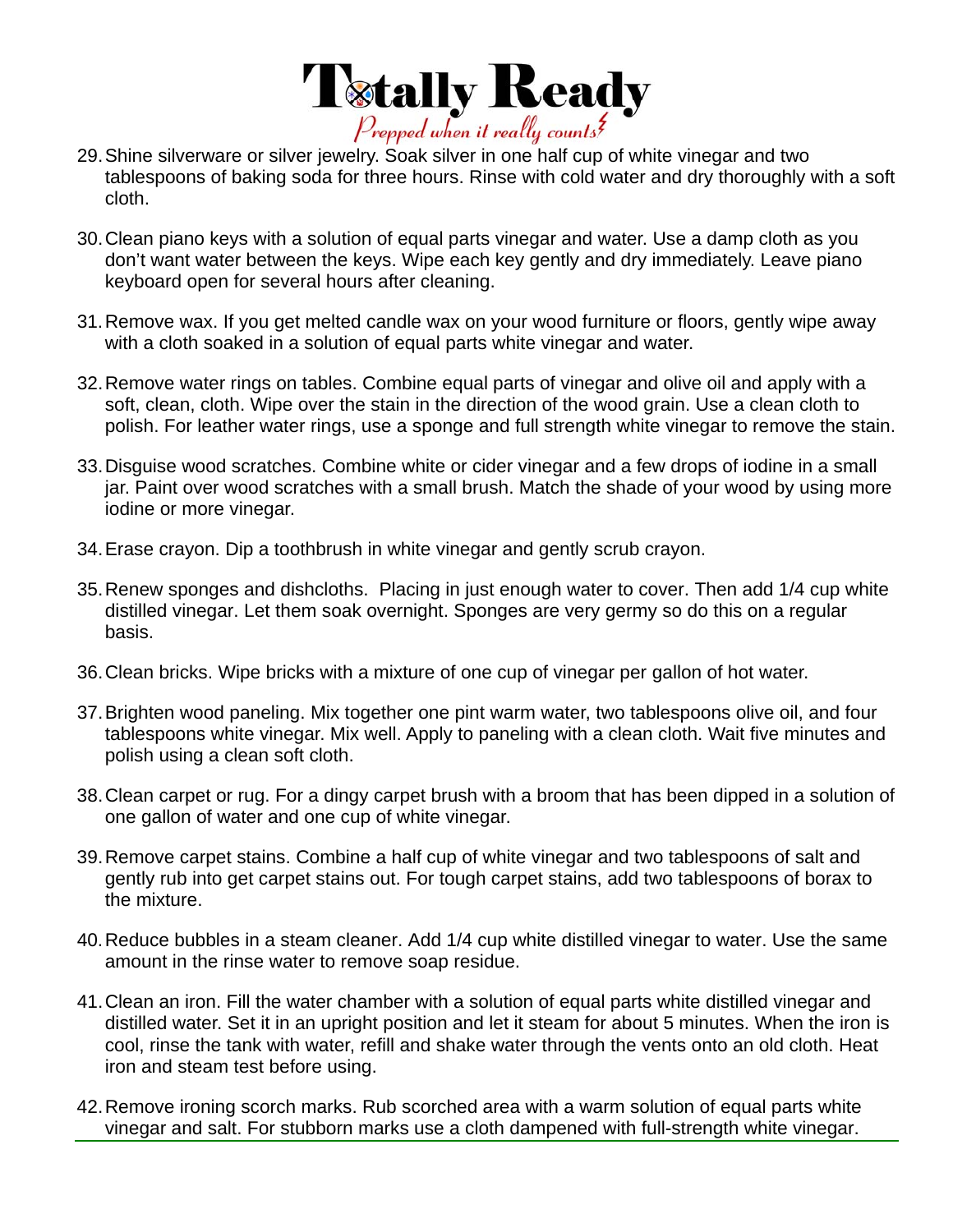29. Shine silverware or silver jewelry. Soak silver in one half cup of white vinegar and two tablespoons of baking soda for three hours. Rinse with cold water and dry thoroughly with a soft cloth.

30. Clean piano keys with a solution of equal parts vinegar and water. Use a damp cloth as you don't want water between the keys. Wipe each key gently and dry immediately. Leave piano keyboard open for several hours after cleaning.

31. Remove wax. If you get melted candle wax on your wood furniture or floors, gently wipe away with a cloth soaked in a solution of equal parts white vinegar and water.

32. Remove water rings on tables. Combine equal parts of vinegar and olive oil and apply with a soft, clean, cloth. Wipe over the stain in the direction of the wood grain. Use a clean cloth to polish. For leather water rings, use a sponge and full strength white vinegar to remove the stain.

33. Disguise wood scratches. Combine white or cider vinegar and a few drops of iodine in a small jar. Paint over wood scratches with a small brush. Match the shade of your wood by using more iodine or more vinegar.

34. Erase crayon. Dip a toothbrush in white vinegar and gently scrub crayon.

35. Renew sponges and dishcloths. Placing in just enough water to cover. Then add 1/4 cup white distilled vinegar. Let them soak overnight. Sponges are very germy so do this on a regular basis.

36. Clean bricks. Wipe bricks with a mixture of one cup of vinegar per gallon of hot water.

37. Brighten wood paneling. Mix together one pint warm water, two tablespoons olive oil, and four tablespoons white vinegar. Mix well. Apply to paneling with a clean cloth. Wait five minutes and polish using a clean soft cloth.

38. Clean carpet or rug. For a dingy carpet brush with a broom that has been dipped in a solution of one gallon of water and one cup of white vinegar.

39. Remove carpet stains. Combine a half cup of white vinegar and two tablespoons of salt and gently rub into get carpet stains out. For tough carpet stains, add two tablespoons of borax to the mixture.

40. Reduce bubbles in a steam cleaner. Add 1/4 cup white distilled vinegar to water. Use the same amount in the rinse water to remove soap residue.

41. Clean an iron. Fill the water chamber with a solution of equal parts white distilled vinegar and distilled water. Set it in an upright position and let it steam for about 5 minutes. When the iron is cool, rinse the tank with water, refill and shake water through the vents onto an old cloth. Heat iron and steam test before using.

42. Remove ironing scorch marks. Rub scorched area with a warm solution of equal parts white vinegar and salt. For stubborn marks use a cloth dampened with full-strength white vinegar.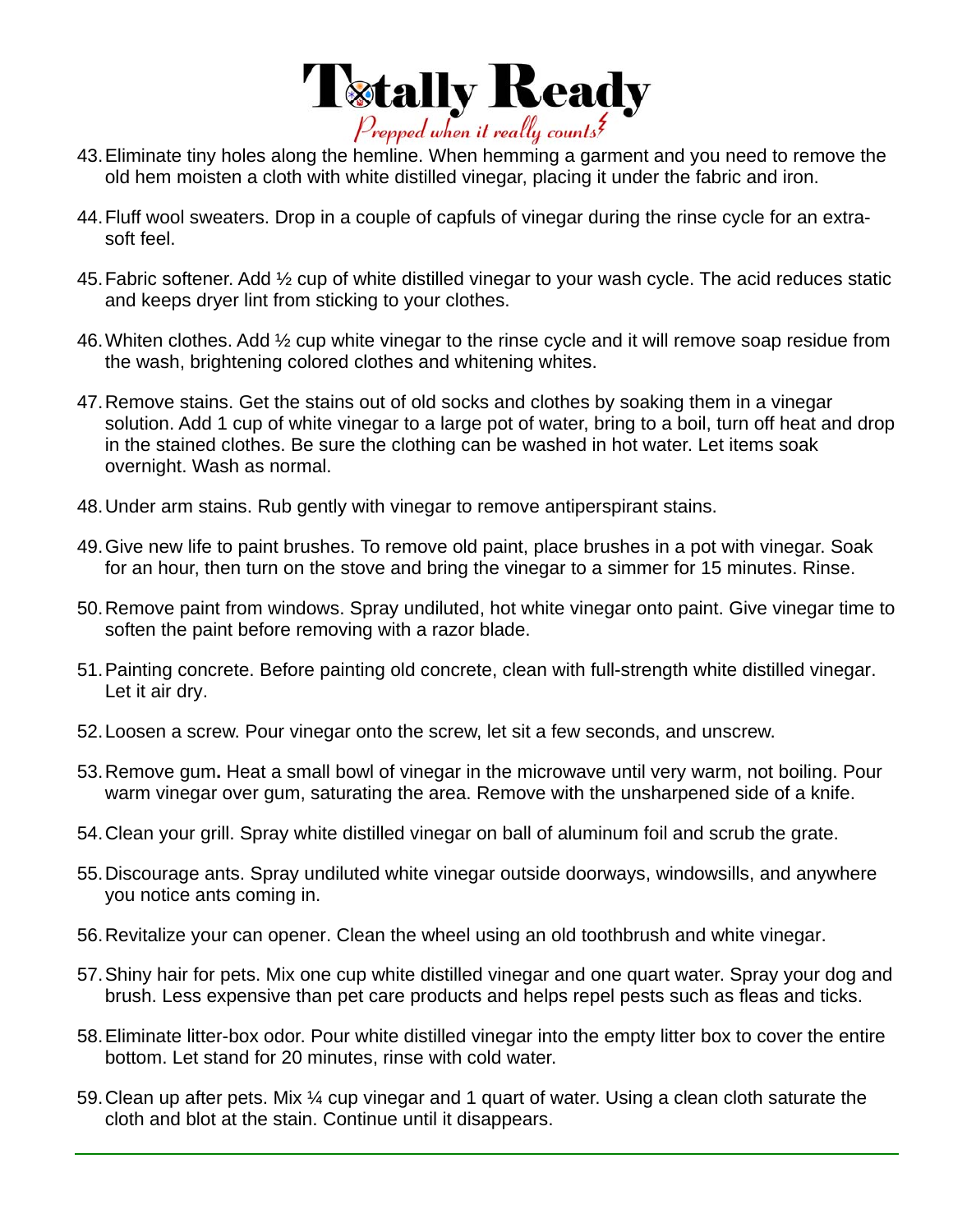43. Eliminate tiny holes along the hemline. When hemming a garment and you need to remove the old hem moisten a cloth with white distilled vinegar, placing it under the fabric and iron.

44. Fluff wool sweaters. Drop in a couple of capfuls of vinegar during the rinse cycle for an extra-soft feel.

45. Fabric softener. Add ½ cup of white distilled vinegar to your wash cycle. The acid reduces static and keeps dryer lint from sticking to your clothes.

46. Whiten clothes. Add ½ cup white vinegar to the rinse cycle and it will remove soap residue from the wash, brightening colored clothes and whitening whites.

47. Remove stains. Get the stains out of old socks and clothes by soaking them in a vinegar solution. Add 1 cup of white vinegar to a large pot of water, bring to a boil, turn off heat and drop in the stained clothes. Be sure the clothing can be washed in hot water. Let items soak overnight. Wash as normal.

48. Under arm stains. Rub gently with vinegar to remove antiperspirant stains.

49. Give new life to paint brushes. To remove old paint, place brushes in a pot with vinegar. Soak for an hour, then turn on the stove and bring the vinegar to a simmer for 15 minutes. Rinse.

50. Remove paint from windows. Spray undiluted, hot white vinegar onto paint. Give vinegar time to soften the paint before removing with a razor blade.

51. Painting concrete. Before painting old concrete, clean with full-strength white distilled vinegar. Let it air dry.

52. Loosen a screw. Pour vinegar onto the screw, let sit a few seconds, and unscrew.

53. Remove gum**.** Heat a small bowl of vinegar in the microwave until very warm, not boiling. Pour warm vinegar over gum, saturating the area. Remove with the unsharpened side of a knife.

54. Clean your grill. Spray white distilled vinegar on ball of aluminum foil and scrub the grate.

55. Discourage ants. Spray undiluted white vinegar outside doorways, windowsills, and anywhere you notice ants coming in.

56. Revitalize your can opener. Clean the wheel using an old toothbrush and white vinegar.

57. Shiny hair for pets. Mix one cup white distilled vinegar and one quart water. Spray your dog and brush. Less expensive than pet care products and helps repel pests such as fleas and ticks.

58. Eliminate litter-box odor. Pour white distilled vinegar into the empty litter box to cover the entire bottom. Let stand for 20 minutes, rinse with cold water.

59. Clean up after pets. Mix ¼ cup vinegar and 1 quart of water. Using a clean cloth saturate the cloth and blot at the stain. Continue until it disappears.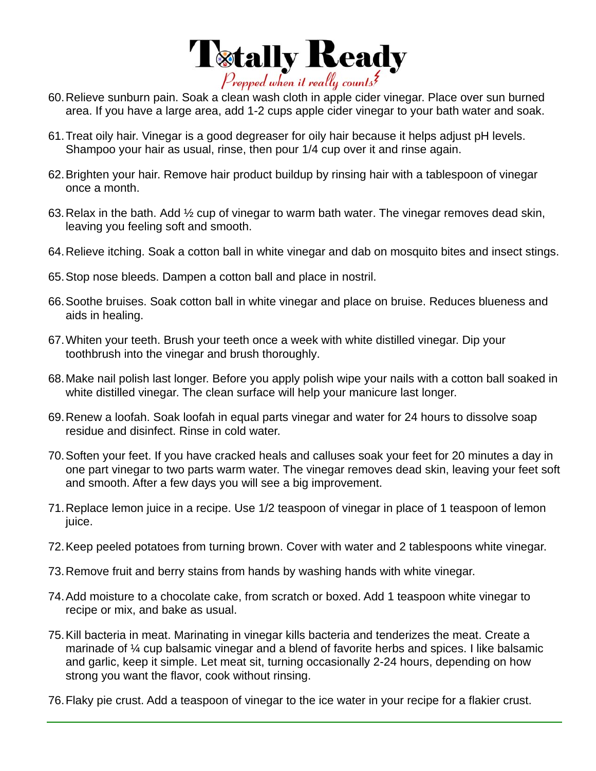60. Relieve sunburn pain. Soak a clean wash cloth in apple cider vinegar. Place over sun burned area. If you have a large area, add 1-2 cups apple cider vinegar to your bath water and soak.

61. Treat oily hair. Vinegar is a good degreaser for oily hair because it helps adjust pH levels. Shampoo your hair as usual, rinse, then pour 1/4 cup over it and rinse again.

62. Brighten your hair. Remove hair product buildup by rinsing hair with a tablespoon of vinegar once a month.

63. Relax in the bath. Add ½ cup of vinegar to warm bath water. The vinegar removes dead skin, leaving you feeling soft and smooth.

64. Relieve itching. Soak a cotton ball in white vinegar and dab on mosquito bites and insect stings.

65. Stop nose bleeds. Dampen a cotton ball and place in nostril.

66. Soothe bruises. Soak cotton ball in white vinegar and place on bruise. Reduces blueness and aids in healing.

67. Whiten your teeth. Brush your teeth once a week with white distilled vinegar. Dip your toothbrush into the vinegar and brush thoroughly.

68. Make nail polish last longer. Before you apply polish wipe your nails with a cotton ball soaked in white distilled vinegar. The clean surface will help your manicure last longer.

69. Renew a loofah. Soak loofah in equal parts vinegar and water for 24 hours to dissolve soap residue and disinfect. Rinse in cold water.

70. Soften your feet. If you have cracked heals and calluses soak your feet for 20 minutes a day in one part vinegar to two parts warm water. The vinegar removes dead skin, leaving your feet soft and smooth. After a few days you will see a big improvement.

71. Replace lemon juice in a recipe. Use 1/2 teaspoon of vinegar in place of 1 teaspoon of lemon juice.

72. Keep peeled potatoes from turning brown. Cover with water and 2 tablespoons white vinegar.

73. Remove fruit and berry stains from hands by washing hands with white vinegar.

74. Add moisture to a chocolate cake, from scratch or boxed. Add 1 teaspoon white vinegar to recipe or mix, and bake as usual.

75. Kill bacteria in meat. Marinating in vinegar kills bacteria and tenderizes the meat. Create a marinade of ¼ cup balsamic vinegar and a blend of favorite herbs and spices. I like balsamic and garlic, keep it simple. Let meat sit, turning occasionally 2-24 hours, depending on how strong you want the flavor, cook without rinsing.

76. Flaky pie crust. Add a teaspoon of vinegar to the ice water in your recipe for a flakier crust.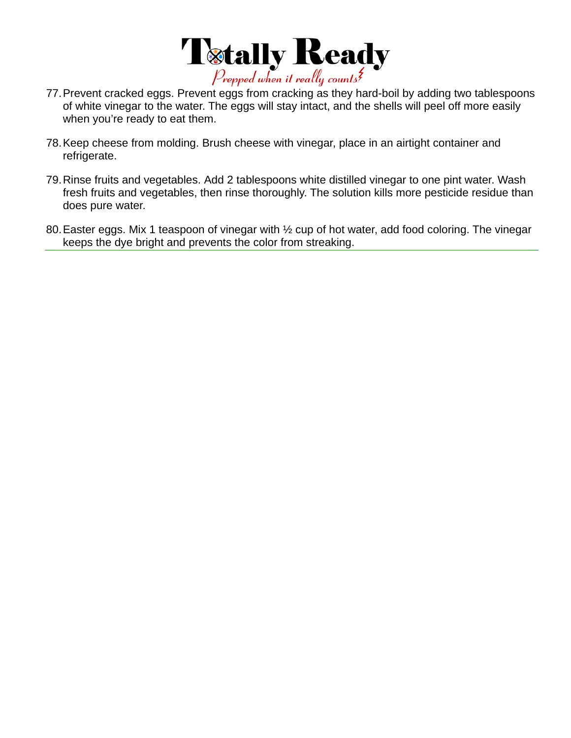77. Prevent cracked eggs. Prevent eggs from cracking as they hard-boil by adding two tablespoons of white vinegar to the water. The eggs will stay intact, and the shells will peel off more easily when you're ready to eat them.

78. Keep cheese from molding. Brush cheese with vinegar, place in an airtight container and refrigerate.

79. Rinse fruits and vegetables. Add 2 tablespoons white distilled vinegar to one pint water. Wash fresh fruits and vegetables, then rinse thoroughly. The solution kills more pesticide residue than does pure water.

80. Easter eggs. Mix 1 teaspoon of vinegar with ½ cup of hot water, add food coloring. The vinegar keeps the dye bright and prevents the color from streaking.